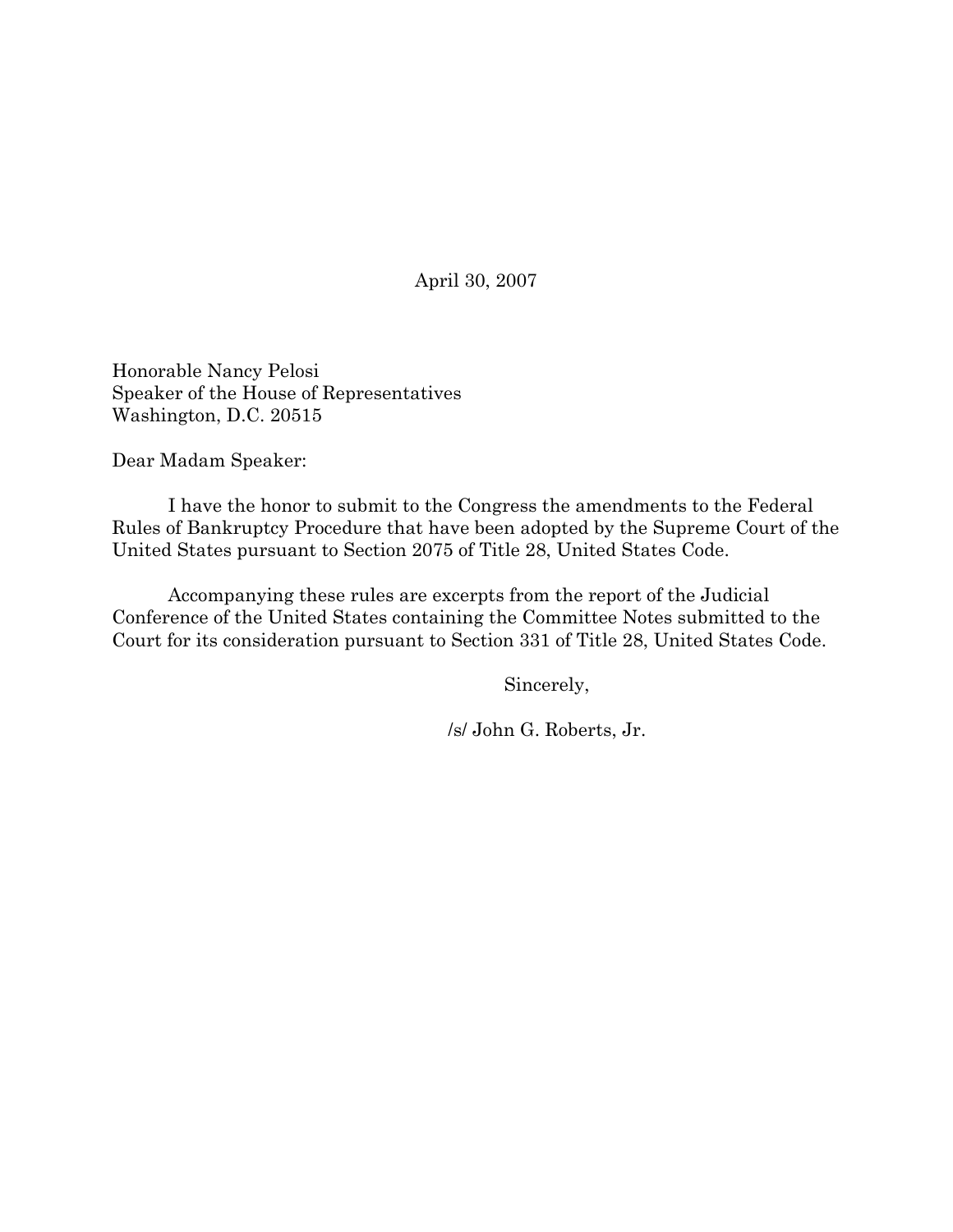April 30, 2007

Honorable Nancy Pelosi
Speaker of the House of Representatives
Washington, D.C. 20515

Dear Madam Speaker:

I have the honor to submit to the Congress the amendments to the Federal Rules of Bankruptcy Procedure that have been adopted by the Supreme Court of the United States pursuant to Section 2075 of Title 28, United States Code.

Accompanying these rules are excerpts from the report of the Judicial Conference of the United States containing the Committee Notes submitted to the Court for its consideration pursuant to Section 331 of Title 28, United States Code.

Sincerely,

/s/ John G. Roberts, Jr.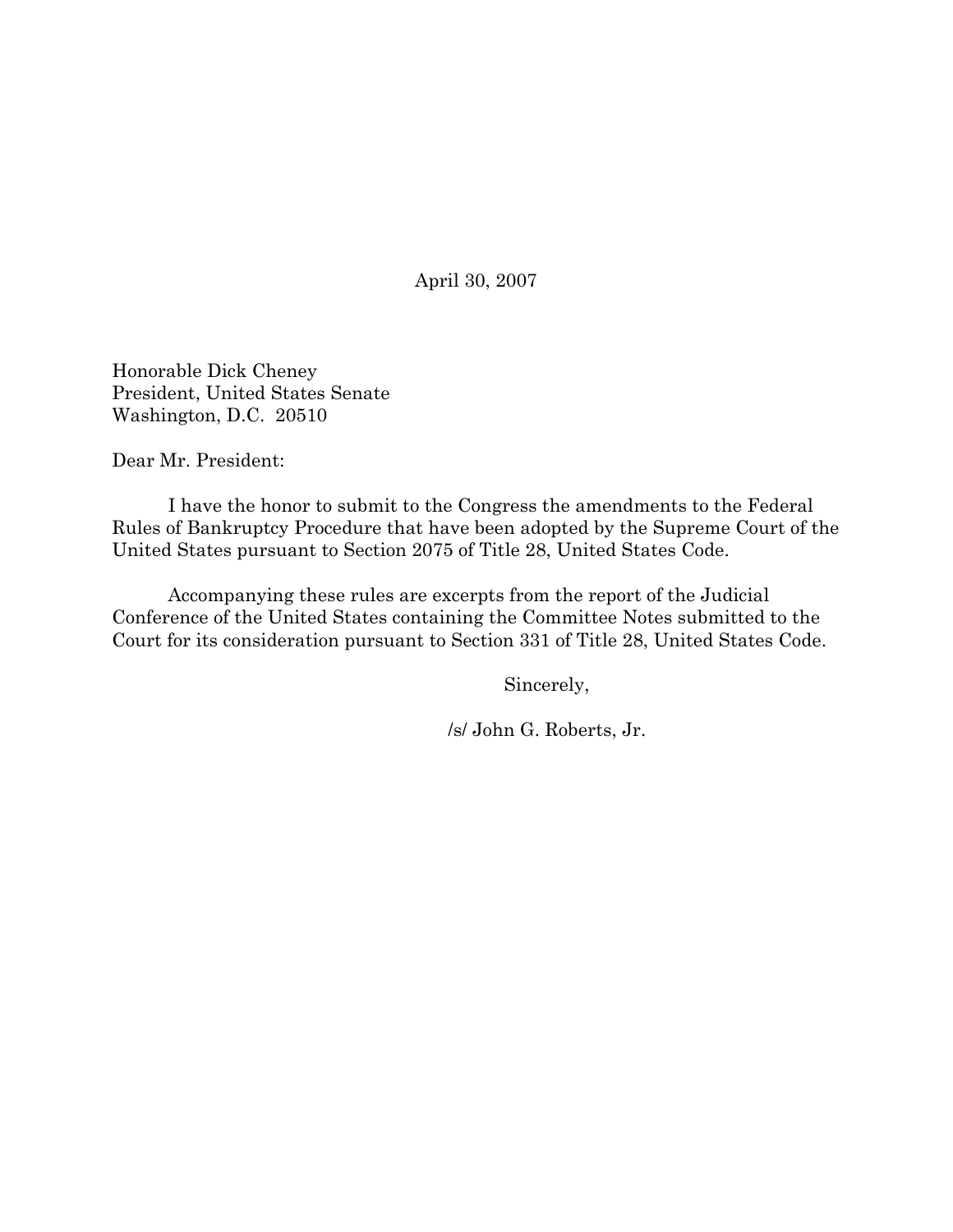April 30, 2007

Honorable Dick Cheney  
President, United States Senate  
Washington, D.C. 20510

Dear Mr. President:

I have the honor to submit to the Congress the amendments to the Federal Rules of Bankruptcy Procedure that have been adopted by the Supreme Court of the United States pursuant to Section 2075 of Title 28, United States Code.

Accompanying these rules are excerpts from the report of the Judicial Conference of the United States containing the Committee Notes submitted to the Court for its consideration pursuant to Section 331 of Title 28, United States Code.

Sincerely,

/s/ John G. Roberts, Jr.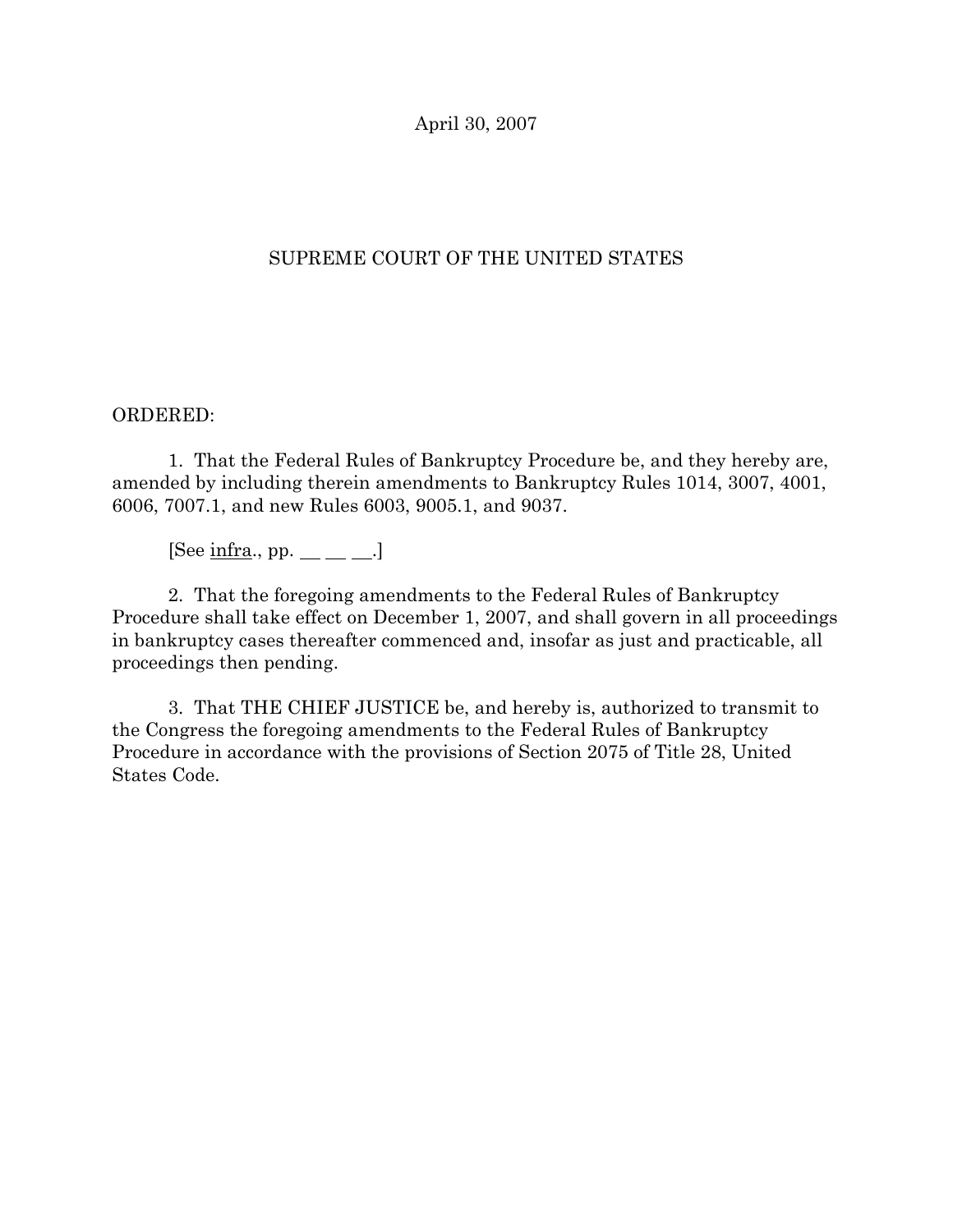April 30, 2007

SUPREME COURT OF THE UNITED STATES

ORDERED:

1. That the Federal Rules of Bankruptcy Procedure be, and they hereby are, amended by including therein amendments to Bankruptcy Rules 1014, 3007, 4001, 6006, 7007.1, and new Rules 6003, 9005.1, and 9037.

[See infra., pp. __ __ __.]

2. That the foregoing amendments to the Federal Rules of Bankruptcy Procedure shall take effect on December 1, 2007, and shall govern in all proceedings in bankruptcy cases thereafter commenced and, insofar as just and practicable, all proceedings then pending.

3. That THE CHIEF JUSTICE be, and hereby is, authorized to transmit to the Congress the foregoing amendments to the Federal Rules of Bankruptcy Procedure in accordance with the provisions of Section 2075 of Title 28, United States Code.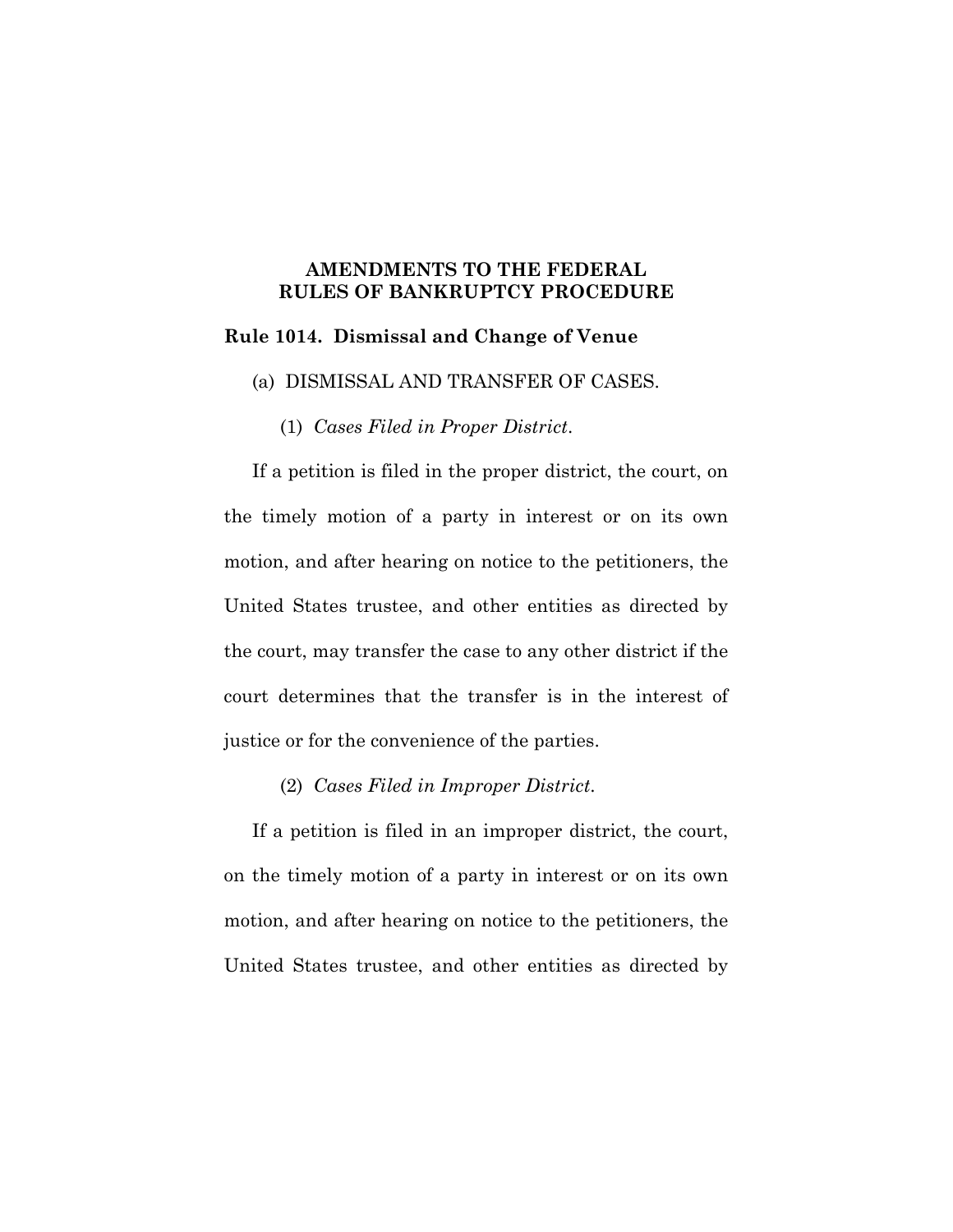## AMENDMENTS TO THE FEDERAL RULES OF BANKRUPTCY PROCEDURE

**Rule 1014. Dismissal and Change of Venue**

(a) DISMISSAL AND TRANSFER OF CASES.

(1) *Cases Filed in Proper District.*

If a petition is filed in the proper district, the court, on the timely motion of a party in interest or on its own motion, and after hearing on notice to the petitioners, the United States trustee, and other entities as directed by the court, may transfer the case to any other district if the court determines that the transfer is in the interest of justice or for the convenience of the parties.

(2) *Cases Filed in Improper District.*

If a petition is filed in an improper district, the court, on the timely motion of a party in interest or on its own motion, and after hearing on notice to the petitioners, the United States trustee, and other entities as directed by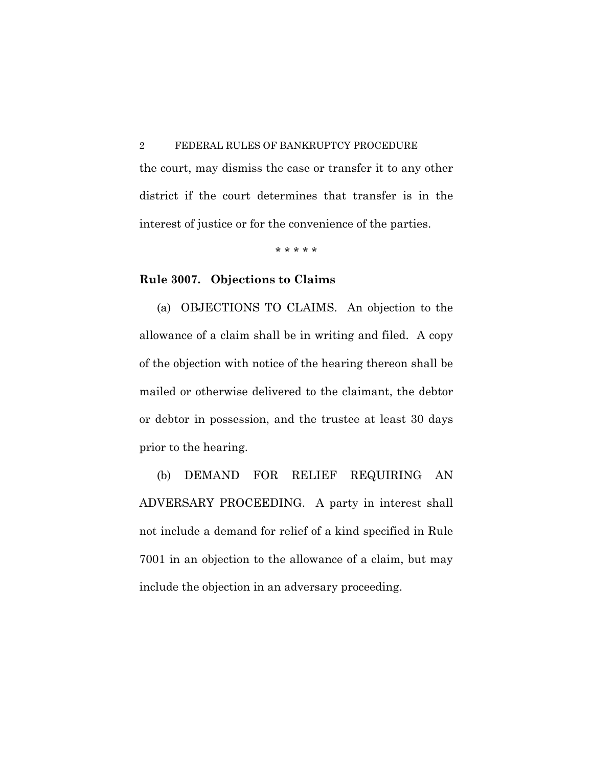the court, may dismiss the case or transfer it to any other district if the court determines that transfer is in the interest of justice or for the convenience of the parties.

\* \* \* \* \*

**Rule 3007. Objections to Claims**

(a) OBJECTIONS TO CLAIMS. An objection to the allowance of a claim shall be in writing and filed. A copy of the objection with notice of the hearing thereon shall be mailed or otherwise delivered to the claimant, the debtor or debtor in possession, and the trustee at least 30 days prior to the hearing.

(b) DEMAND FOR RELIEF REQUIRING AN ADVERSARY PROCEEDING. A party in interest shall not include a demand for relief of a kind specified in Rule 7001 in an objection to the allowance of a claim, but may include the objection in an adversary proceeding.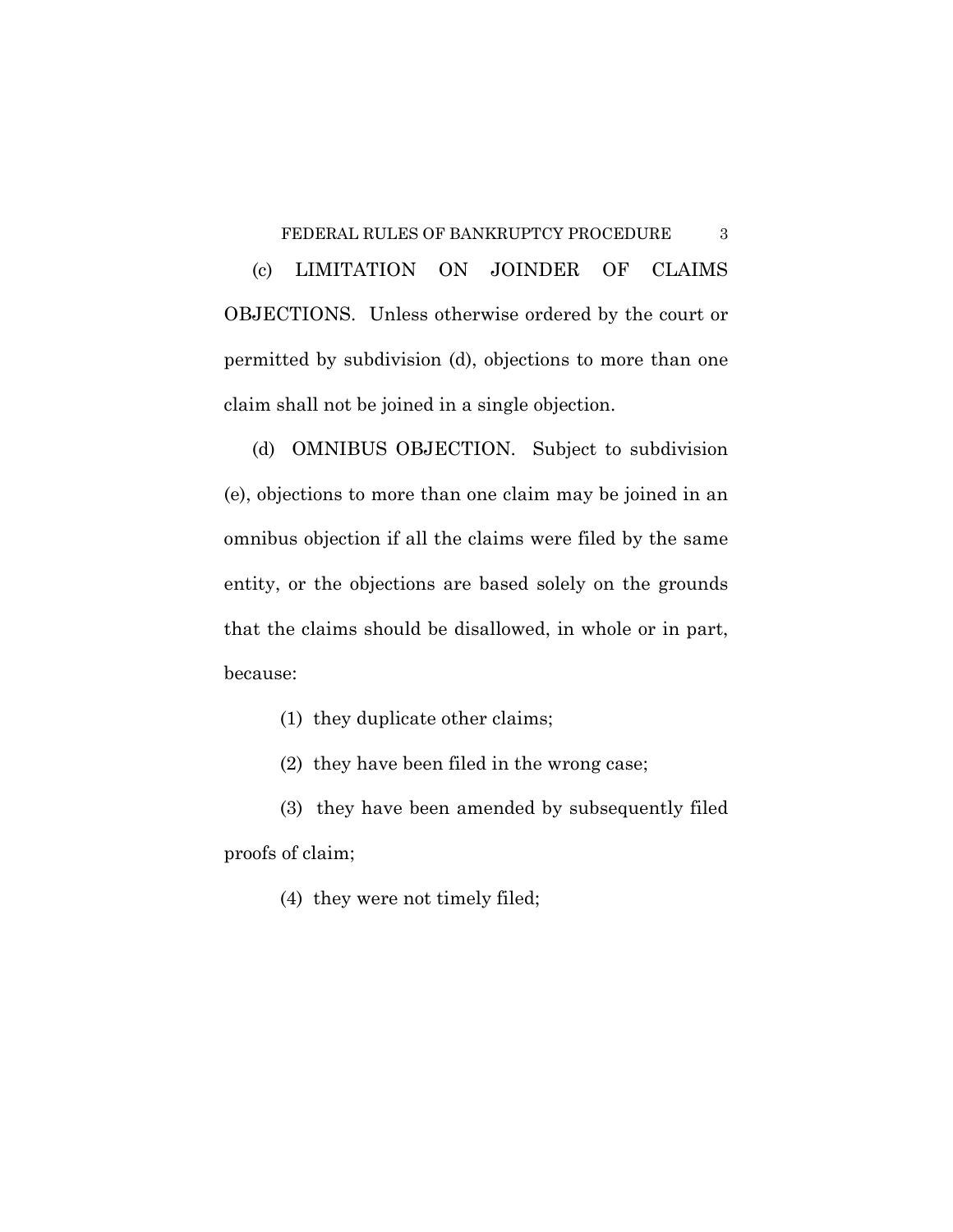(c) LIMITATION ON JOINDER OF CLAIMS OBJECTIONS. Unless otherwise ordered by the court or permitted by subdivision (d), objections to more than one claim shall not be joined in a single objection.

(d) OMNIBUS OBJECTION. Subject to subdivision (e), objections to more than one claim may be joined in an omnibus objection if all the claims were filed by the same entity, or the objections are based solely on the grounds that the claims should be disallowed, in whole or in part, because:

(1) they duplicate other claims;

(2) they have been filed in the wrong case;

(3) they have been amended by subsequently filed proofs of claim;

(4) they were not timely filed;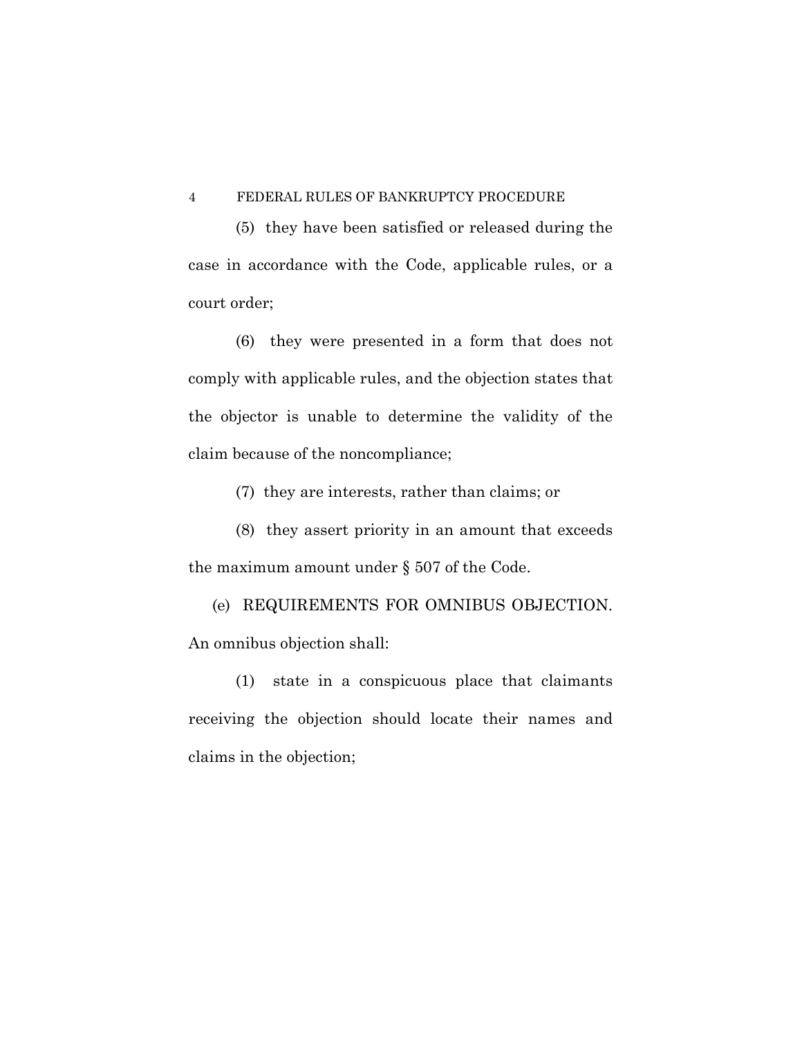(5) they have been satisfied or released during the case in accordance with the Code, applicable rules, or a court order;

(6) they were presented in a form that does not comply with applicable rules, and the objection states that the objector is unable to determine the validity of the claim because of the noncompliance;

(7) they are interests, rather than claims; or

(8) they assert priority in an amount that exceeds the maximum amount under § 507 of the Code.

(e) REQUIREMENTS FOR OMNIBUS OBJECTION. An omnibus objection shall:

(1) state in a conspicuous place that claimants receiving the objection should locate their names and claims in the objection;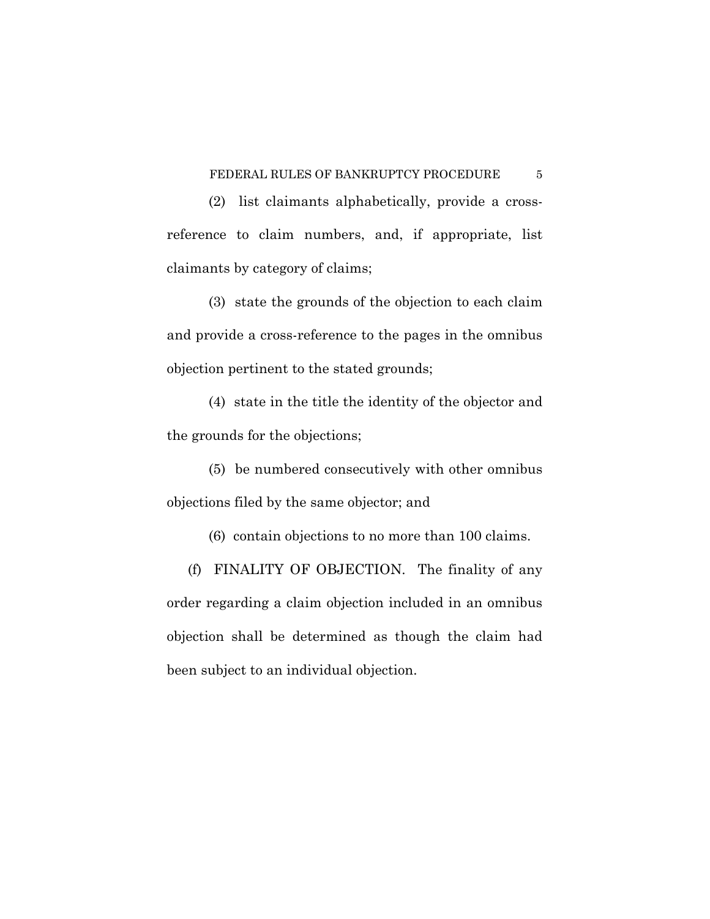(2) list claimants alphabetically, provide a cross-reference to claim numbers, and, if appropriate, list claimants by category of claims;

(3) state the grounds of the objection to each claim and provide a cross-reference to the pages in the omnibus objection pertinent to the stated grounds;

(4) state in the title the identity of the objector and the grounds for the objections;

(5) be numbered consecutively with other omnibus objections filed by the same objector; and

(6) contain objections to no more than 100 claims.

(f) FINALITY OF OBJECTION. The finality of any order regarding a claim objection included in an omnibus objection shall be determined as though the claim had been subject to an individual objection.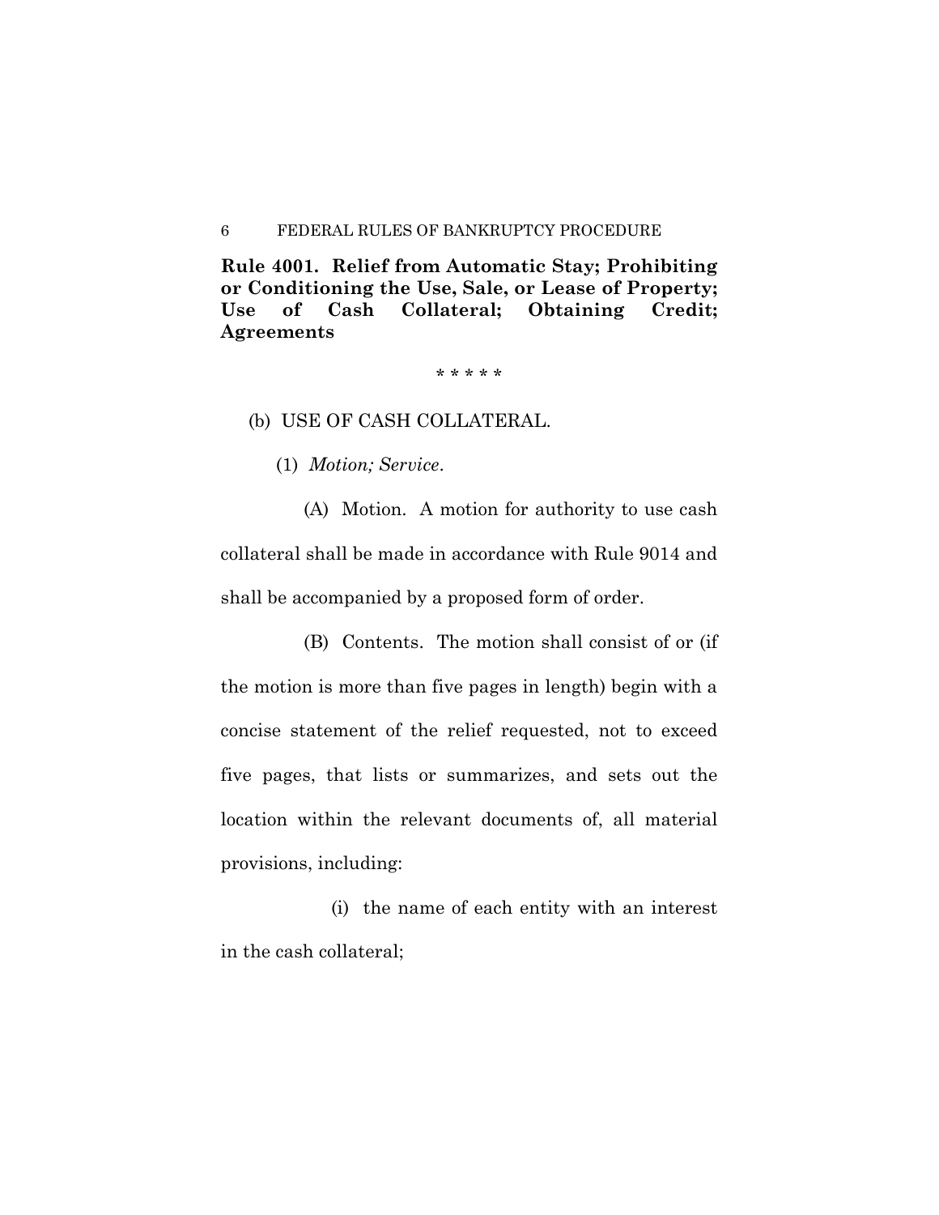**Rule 4001. Relief from Automatic Stay; Prohibiting or Conditioning the Use, Sale, or Lease of Property; Use of Cash Collateral; Obtaining Credit; Agreements**

* * * * *

(b) USE OF CASH COLLATERAL.

(1) *Motion; Service.*

(A) Motion. A motion for authority to use cash collateral shall be made in accordance with Rule 9014 and shall be accompanied by a proposed form of order.

(B) Contents. The motion shall consist of or (if the motion is more than five pages in length) begin with a concise statement of the relief requested, not to exceed five pages, that lists or summarizes, and sets out the location within the relevant documents of, all material provisions, including:

(i) the name of each entity with an interest in the cash collateral;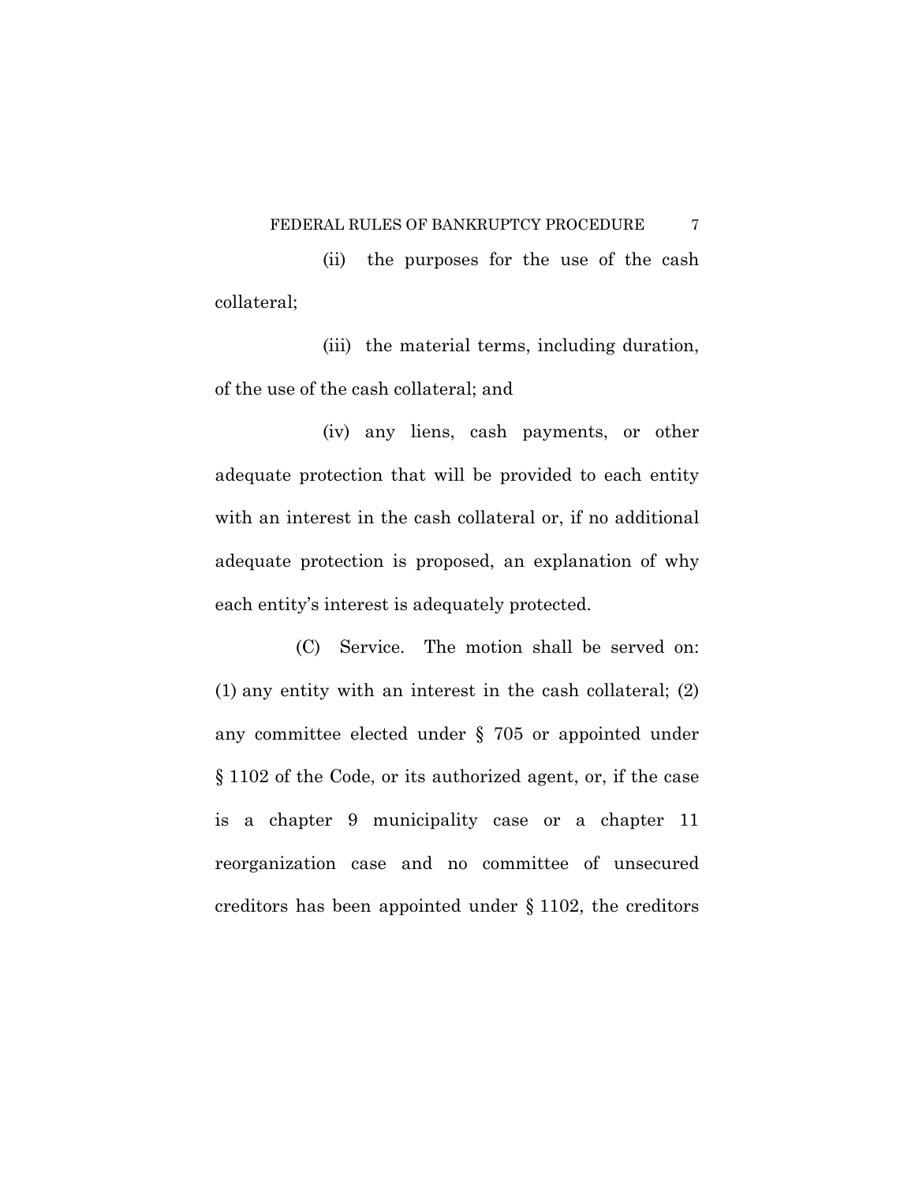(ii) the purposes for the use of the cash collateral;

(iii) the material terms, including duration, of the use of the cash collateral; and

(iv) any liens, cash payments, or other adequate protection that will be provided to each entity with an interest in the cash collateral or, if no additional adequate protection is proposed, an explanation of why each entity's interest is adequately protected.

(C) Service. The motion shall be served on: (1) any entity with an interest in the cash collateral; (2) any committee elected under § 705 or appointed under § 1102 of the Code, or its authorized agent, or, if the case is a chapter 9 municipality case or a chapter 11 reorganization case and no committee of unsecured creditors has been appointed under § 1102, the creditors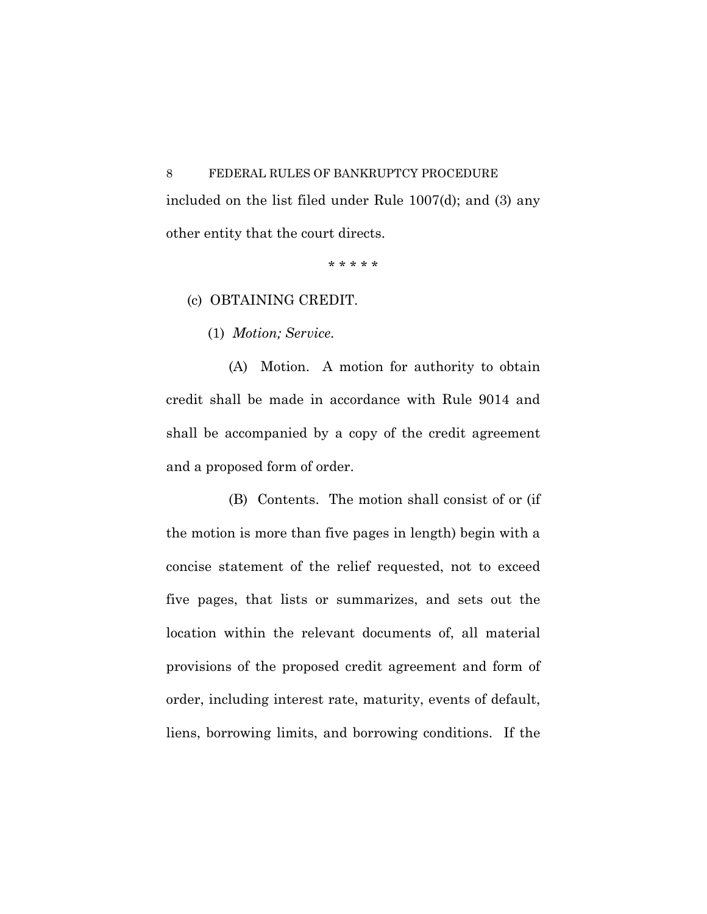included on the list filed under Rule 1007(d); and (3) any other entity that the court directs.

\* \* \* \* \*

(c) OBTAINING CREDIT.

(1) *Motion; Service.*

(A) Motion. A motion for authority to obtain credit shall be made in accordance with Rule 9014 and shall be accompanied by a copy of the credit agreement and a proposed form of order.

(B) Contents. The motion shall consist of or (if the motion is more than five pages in length) begin with a concise statement of the relief requested, not to exceed five pages, that lists or summarizes, and sets out the location within the relevant documents of, all material provisions of the proposed credit agreement and form of order, including interest rate, maturity, events of default, liens, borrowing limits, and borrowing conditions. If the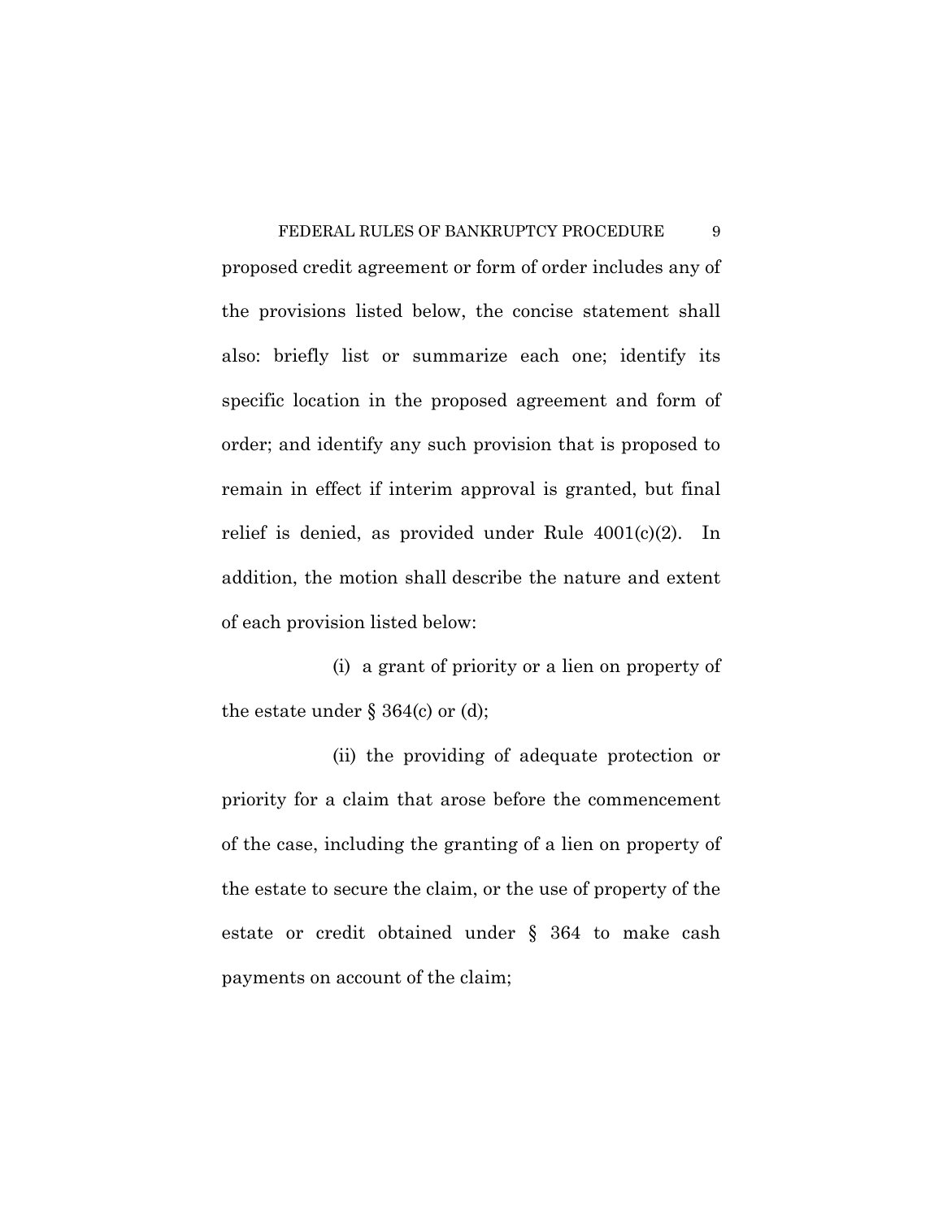proposed credit agreement or form of order includes any of the provisions listed below, the concise statement shall also: briefly list or summarize each one; identify its specific location in the proposed agreement and form of order; and identify any such provision that is proposed to remain in effect if interim approval is granted, but final relief is denied, as provided under Rule 4001(c)(2). In addition, the motion shall describe the nature and extent of each provision listed below:

(i) a grant of priority or a lien on property of the estate under § 364(c) or (d);

(ii) the providing of adequate protection or priority for a claim that arose before the commencement of the case, including the granting of a lien on property of the estate to secure the claim, or the use of property of the estate or credit obtained under § 364 to make cash payments on account of the claim;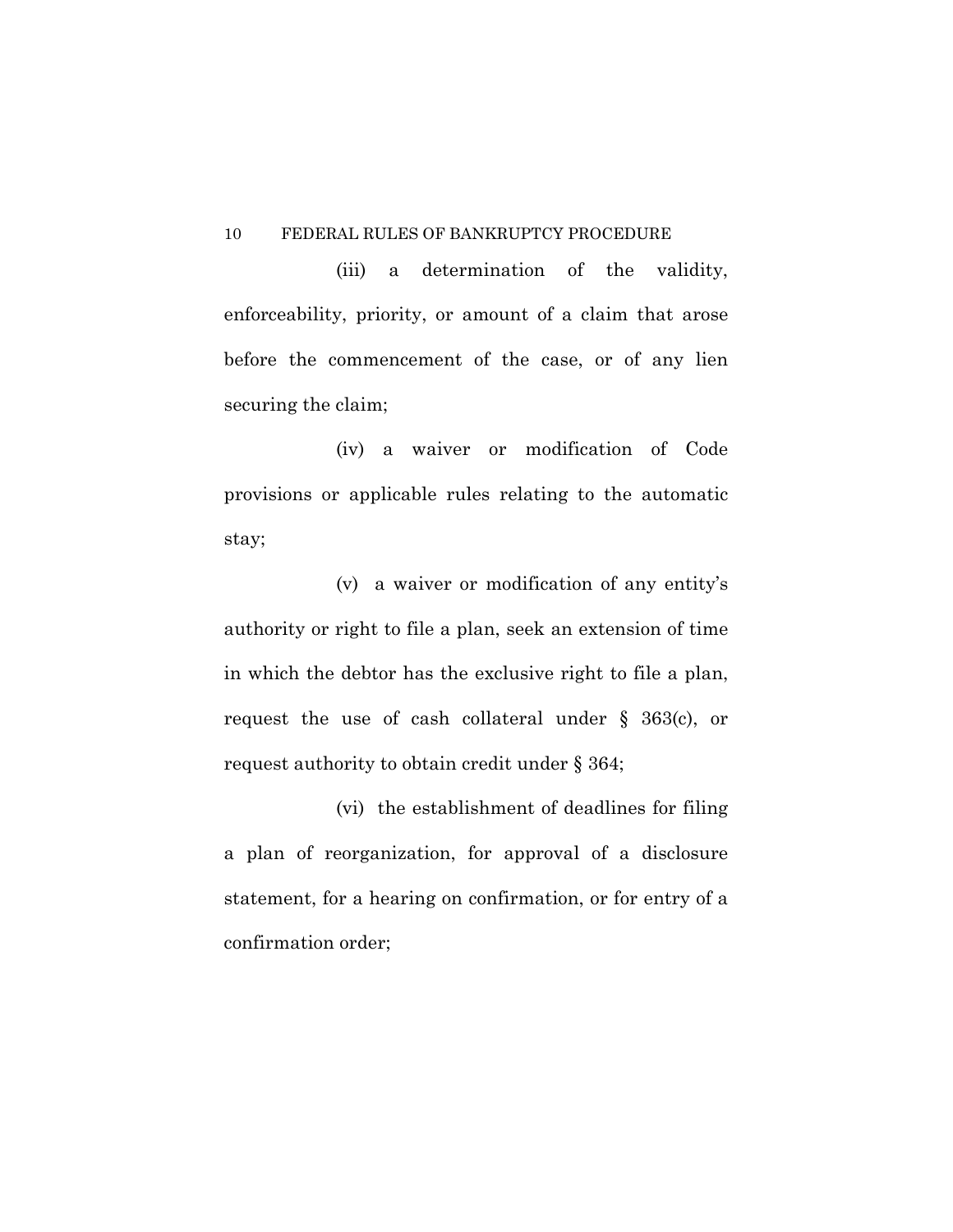(iii) a determination of the validity, enforceability, priority, or amount of a claim that arose before the commencement of the case, or of any lien securing the claim;

(iv) a waiver or modification of Code provisions or applicable rules relating to the automatic stay;

(v) a waiver or modification of any entity's authority or right to file a plan, seek an extension of time in which the debtor has the exclusive right to file a plan, request the use of cash collateral under § 363(c), or request authority to obtain credit under § 364;

(vi) the establishment of deadlines for filing a plan of reorganization, for approval of a disclosure statement, for a hearing on confirmation, or for entry of a confirmation order;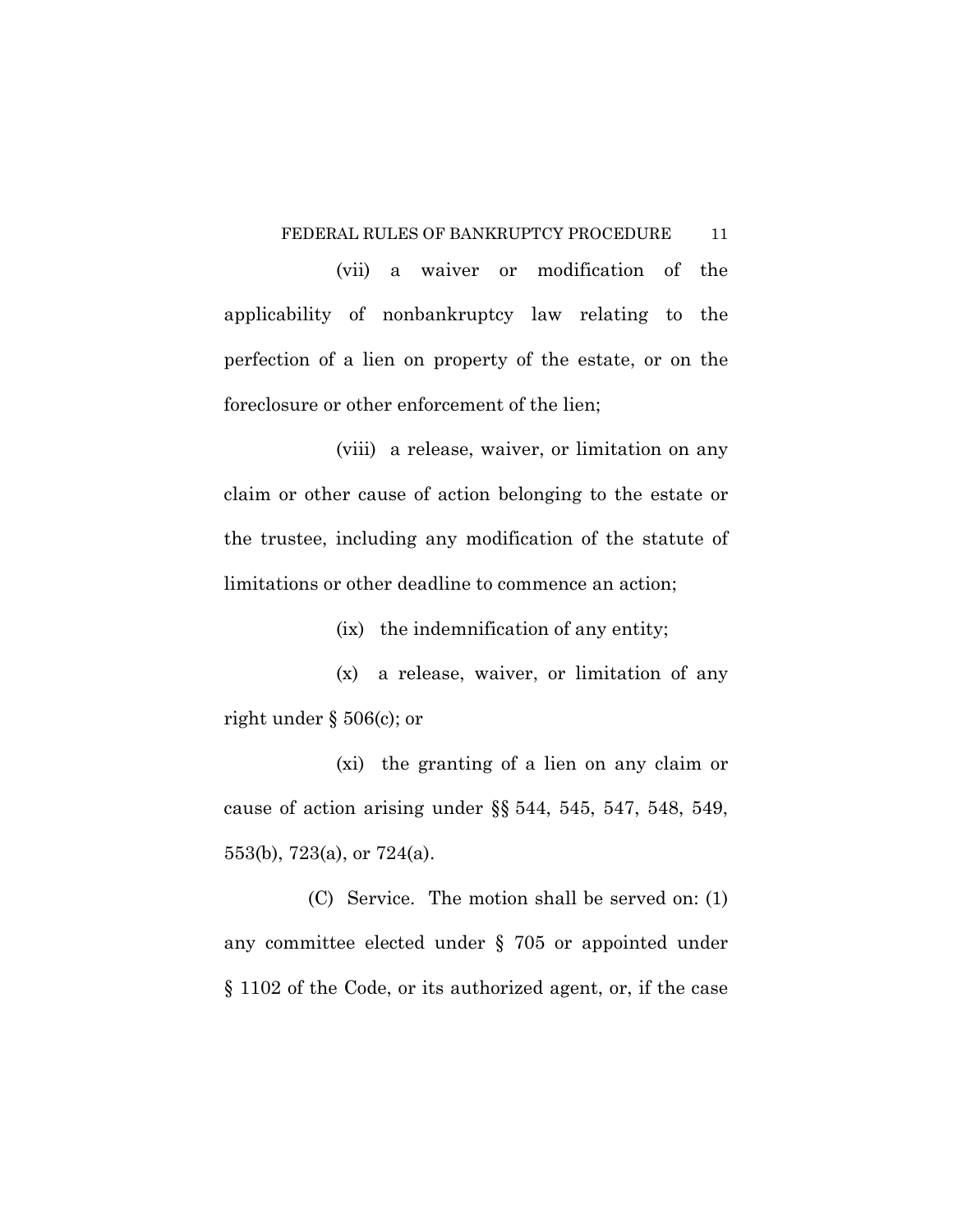(vii) a waiver or modification of the applicability of nonbankruptcy law relating to the perfection of a lien on property of the estate, or on the foreclosure or other enforcement of the lien;

(viii) a release, waiver, or limitation on any claim or other cause of action belonging to the estate or the trustee, including any modification of the statute of limitations or other deadline to commence an action;

(ix) the indemnification of any entity;

(x) a release, waiver, or limitation of any right under § 506(c); or

(xi) the granting of a lien on any claim or cause of action arising under §§ 544, 545, 547, 548, 549, 553(b), 723(a), or 724(a).

(C) Service. The motion shall be served on: (1) any committee elected under § 705 or appointed under § 1102 of the Code, or its authorized agent, or, if the case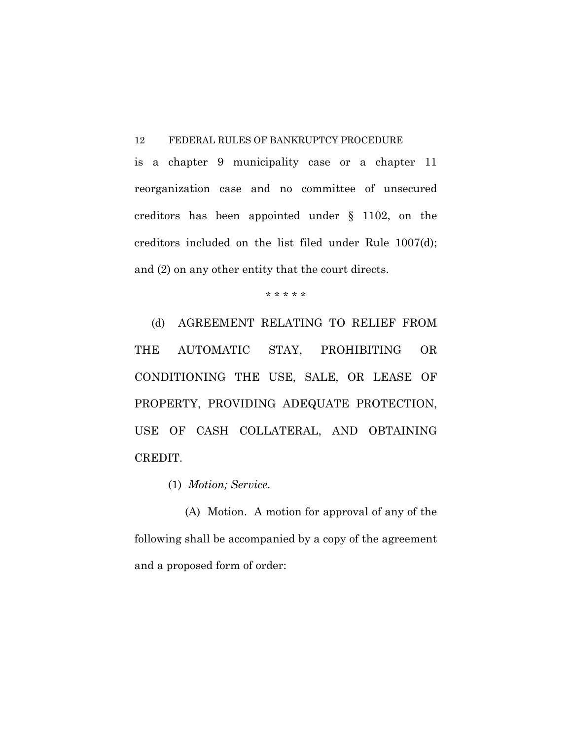is a chapter 9 municipality case or a chapter 11 reorganization case and no committee of unsecured creditors has been appointed under § 1102, on the creditors included on the list filed under Rule 1007(d); and (2) on any other entity that the court directs.

\* \* \* \* \*

(d) AGREEMENT RELATING TO RELIEF FROM THE AUTOMATIC STAY, PROHIBITING OR CONDITIONING THE USE, SALE, OR LEASE OF PROPERTY, PROVIDING ADEQUATE PROTECTION, USE OF CASH COLLATERAL, AND OBTAINING CREDIT.

(1) *Motion; Service.*

(A) Motion. A motion for approval of any of the following shall be accompanied by a copy of the agreement and a proposed form of order: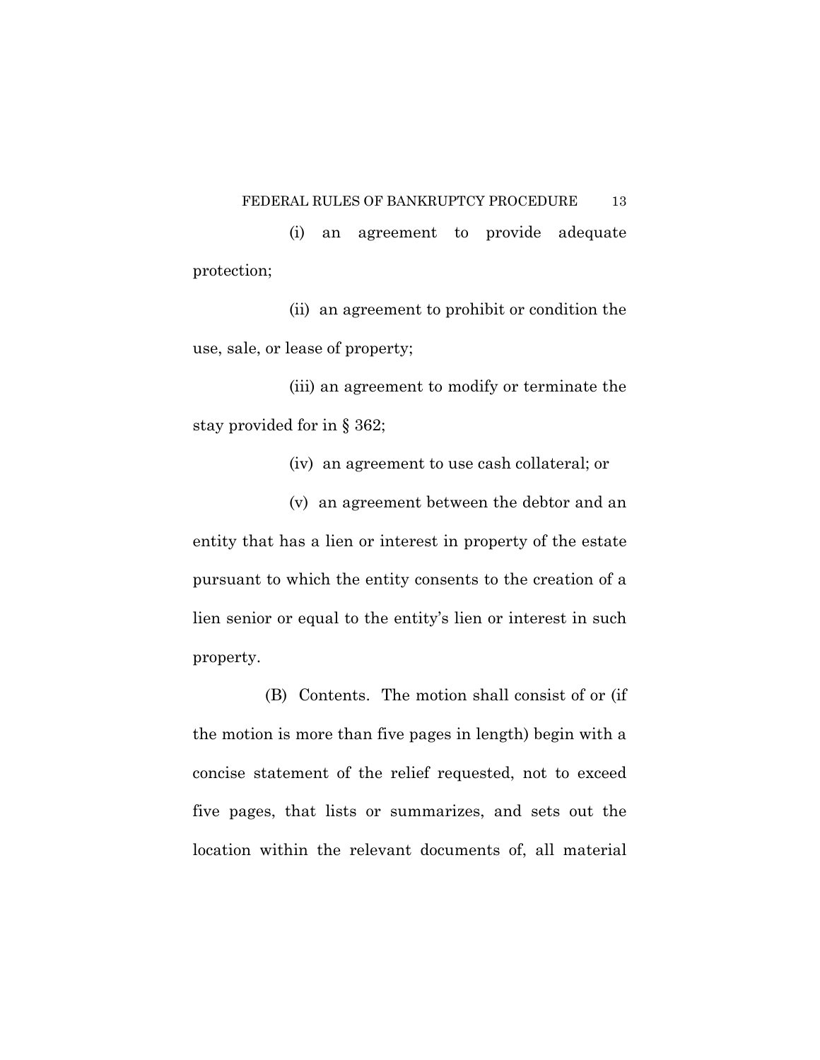(i) an agreement to provide adequate protection;

(ii) an agreement to prohibit or condition the use, sale, or lease of property;

(iii) an agreement to modify or terminate the stay provided for in § 362;

(iv) an agreement to use cash collateral; or

(v) an agreement between the debtor and an entity that has a lien or interest in property of the estate pursuant to which the entity consents to the creation of a lien senior or equal to the entity's lien or interest in such property.

(B) Contents. The motion shall consist of or (if the motion is more than five pages in length) begin with a concise statement of the relief requested, not to exceed five pages, that lists or summarizes, and sets out the location within the relevant documents of, all material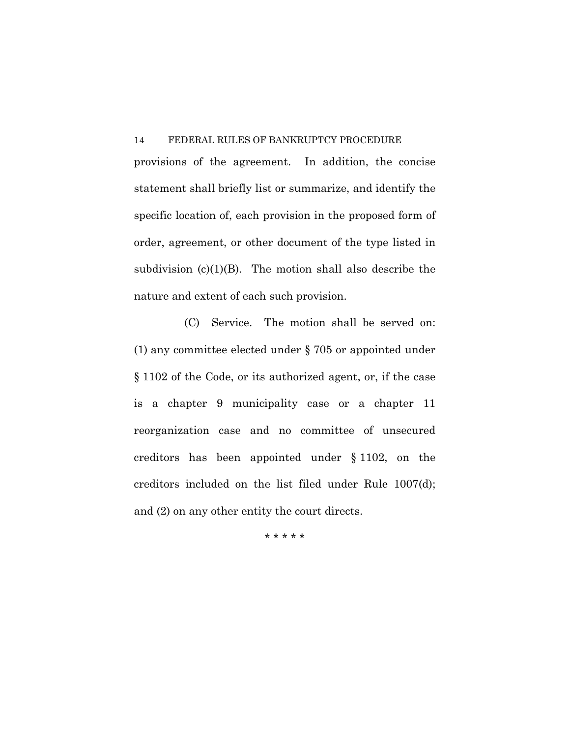provisions of the agreement. In addition, the concise statement shall briefly list or summarize, and identify the specific location of, each provision in the proposed form of order, agreement, or other document of the type listed in subdivision (c)(1)(B). The motion shall also describe the nature and extent of each such provision.

(C) Service. The motion shall be served on: (1) any committee elected under § 705 or appointed under § 1102 of the Code, or its authorized agent, or, if the case is a chapter 9 municipality case or a chapter 11 reorganization case and no committee of unsecured creditors has been appointed under § 1102, on the creditors included on the list filed under Rule 1007(d); and (2) on any other entity the court directs.

\* \* \* \* \*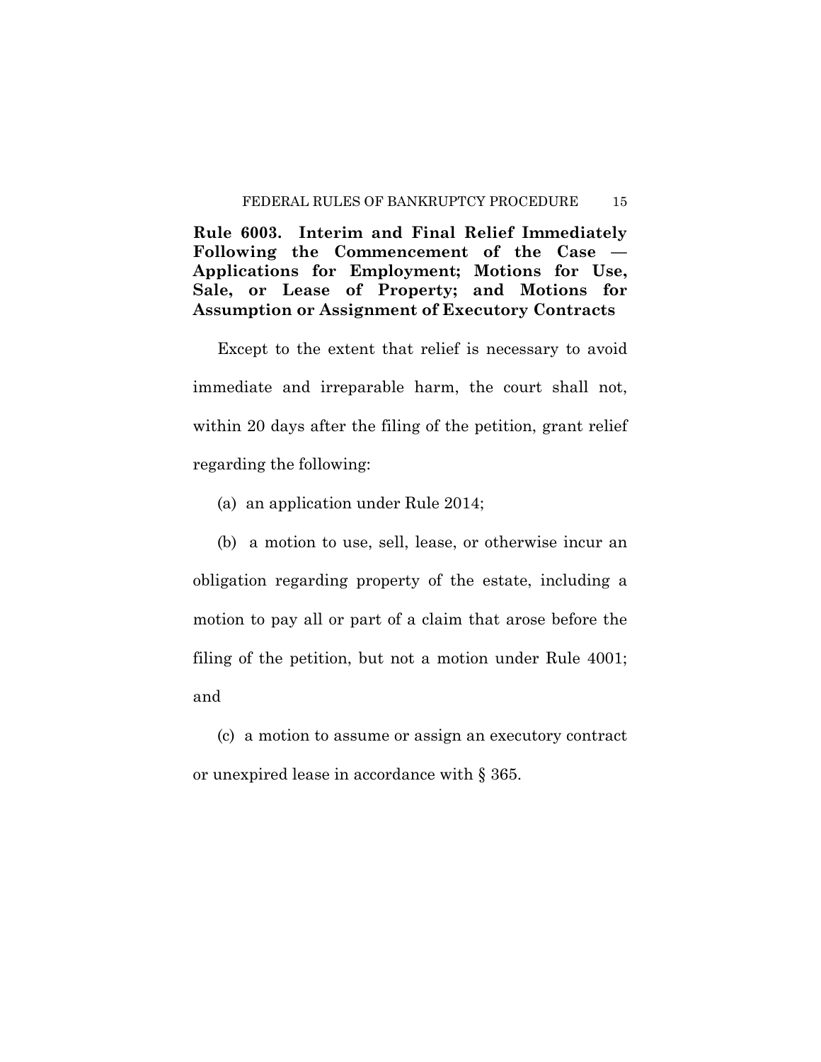**Rule 6003. Interim and Final Relief Immediately Following the Commencement of the Case — Applications for Employment; Motions for Use, Sale, or Lease of Property; and Motions for Assumption or Assignment of Executory Contracts**

Except to the extent that relief is necessary to avoid immediate and irreparable harm, the court shall not, within 20 days after the filing of the petition, grant relief regarding the following:

(a) an application under Rule 2014;

(b) a motion to use, sell, lease, or otherwise incur an obligation regarding property of the estate, including a motion to pay all or part of a claim that arose before the filing of the petition, but not a motion under Rule 4001; and

(c) a motion to assume or assign an executory contract or unexpired lease in accordance with § 365.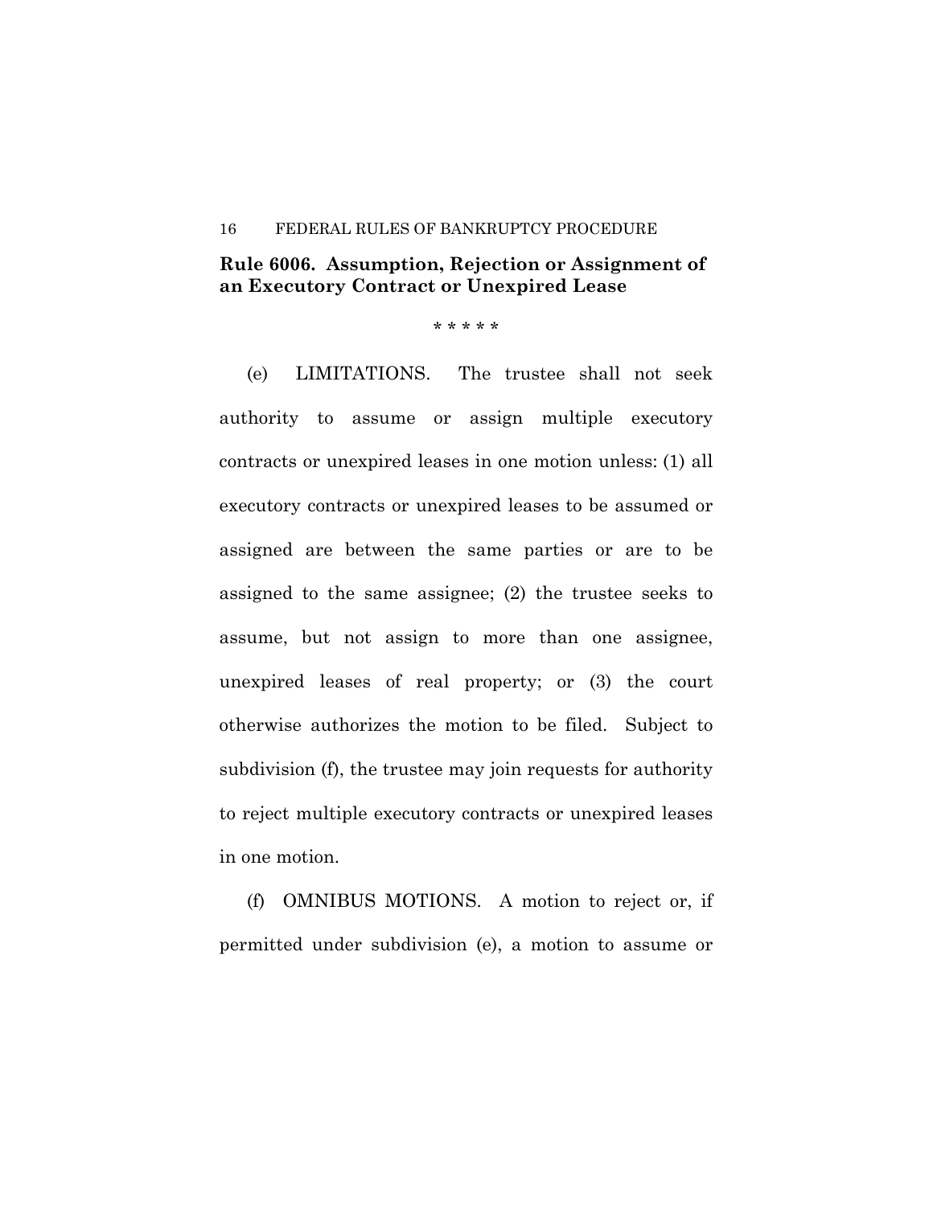**Rule 6006. Assumption, Rejection or Assignment of an Executory Contract or Unexpired Lease**

\* \* \* \* \*

(e) LIMITATIONS. The trustee shall not seek authority to assume or assign multiple executory contracts or unexpired leases in one motion unless: (1) all executory contracts or unexpired leases to be assumed or assigned are between the same parties or are to be assigned to the same assignee; (2) the trustee seeks to assume, but not assign to more than one assignee, unexpired leases of real property; or (3) the court otherwise authorizes the motion to be filed. Subject to subdivision (f), the trustee may join requests for authority to reject multiple executory contracts or unexpired leases in one motion.

(f) OMNIBUS MOTIONS. A motion to reject or, if permitted under subdivision (e), a motion to assume or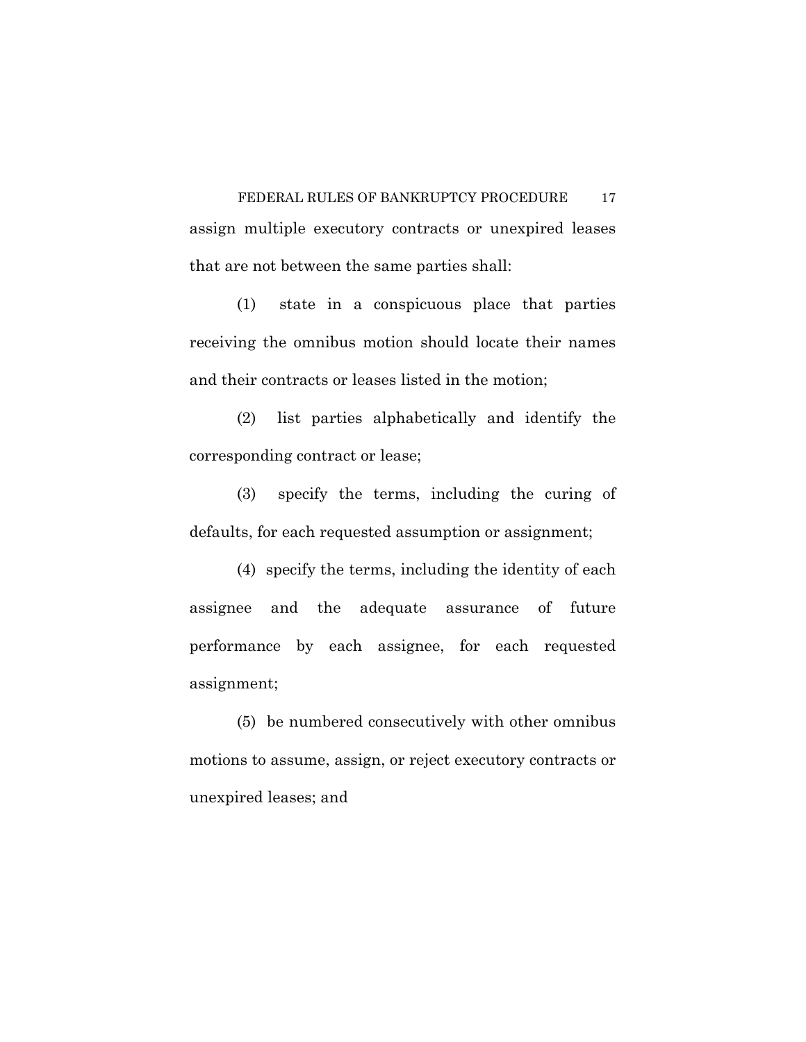assign multiple executory contracts or unexpired leases that are not between the same parties shall:

(1) state in a conspicuous place that parties receiving the omnibus motion should locate their names and their contracts or leases listed in the motion;

(2) list parties alphabetically and identify the corresponding contract or lease;

(3) specify the terms, including the curing of defaults, for each requested assumption or assignment;

(4) specify the terms, including the identity of each assignee and the adequate assurance of future performance by each assignee, for each requested assignment;

(5) be numbered consecutively with other omnibus motions to assume, assign, or reject executory contracts or unexpired leases; and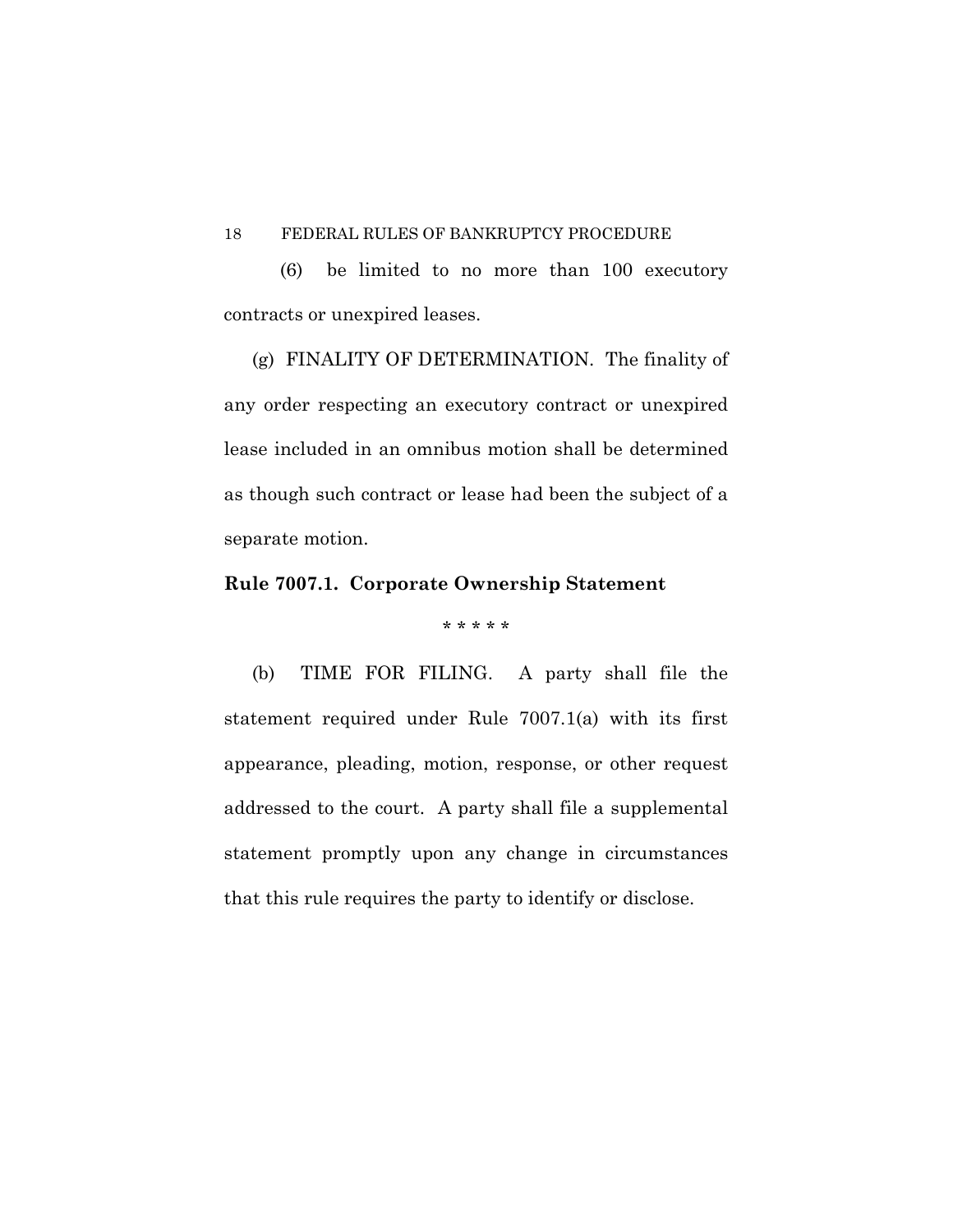(6) be limited to no more than 100 executory contracts or unexpired leases.

(g) FINALITY OF DETERMINATION. The finality of any order respecting an executory contract or unexpired lease included in an omnibus motion shall be determined as though such contract or lease had been the subject of a separate motion.

**Rule 7007.1. Corporate Ownership Statement**

\* \* \* \* \*

(b) TIME FOR FILING. A party shall file the statement required under Rule 7007.1(a) with its first appearance, pleading, motion, response, or other request addressed to the court. A party shall file a supplemental statement promptly upon any change in circumstances that this rule requires the party to identify or disclose.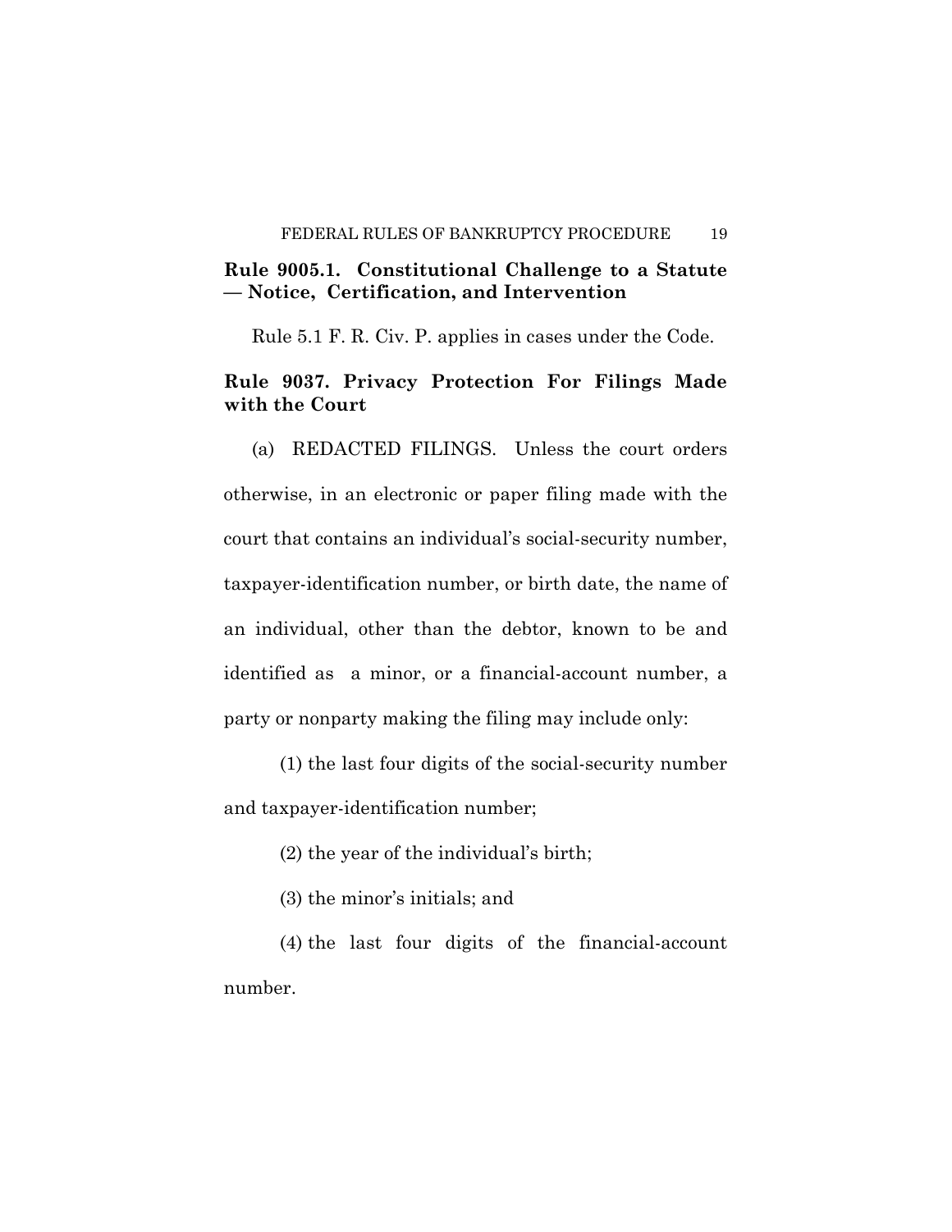**Rule 9005.1. Constitutional Challenge to a Statute — Notice, Certification, and Intervention**

Rule 5.1 F. R. Civ. P. applies in cases under the Code.

**Rule 9037. Privacy Protection For Filings Made with the Court**

(a) REDACTED FILINGS. Unless the court orders otherwise, in an electronic or paper filing made with the court that contains an individual's social-security number, taxpayer-identification number, or birth date, the name of an individual, other than the debtor, known to be and identified as a minor, or a financial-account number, a party or nonparty making the filing may include only:

(1) the last four digits of the social-security number and taxpayer-identification number;

(2) the year of the individual's birth;

(3) the minor's initials; and

(4) the last four digits of the financial-account number.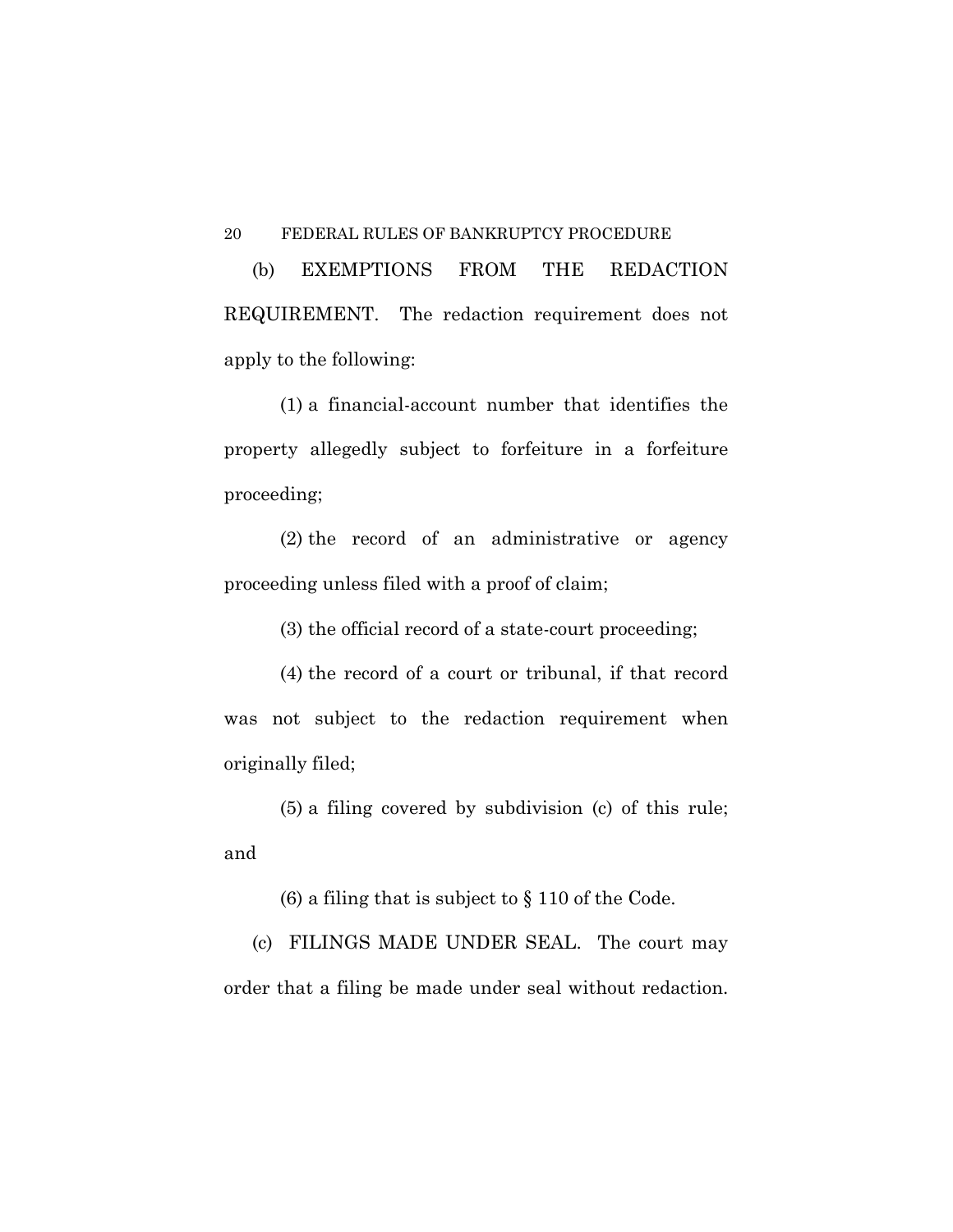(b) EXEMPTIONS FROM THE REDACTION REQUIREMENT. The redaction requirement does not apply to the following:

(1) a financial-account number that identifies the property allegedly subject to forfeiture in a forfeiture proceeding;

(2) the record of an administrative or agency proceeding unless filed with a proof of claim;

(3) the official record of a state-court proceeding;

(4) the record of a court or tribunal, if that record was not subject to the redaction requirement when originally filed;

(5) a filing covered by subdivision (c) of this rule; and

(6) a filing that is subject to § 110 of the Code.

(c) FILINGS MADE UNDER SEAL. The court may order that a filing be made under seal without redaction.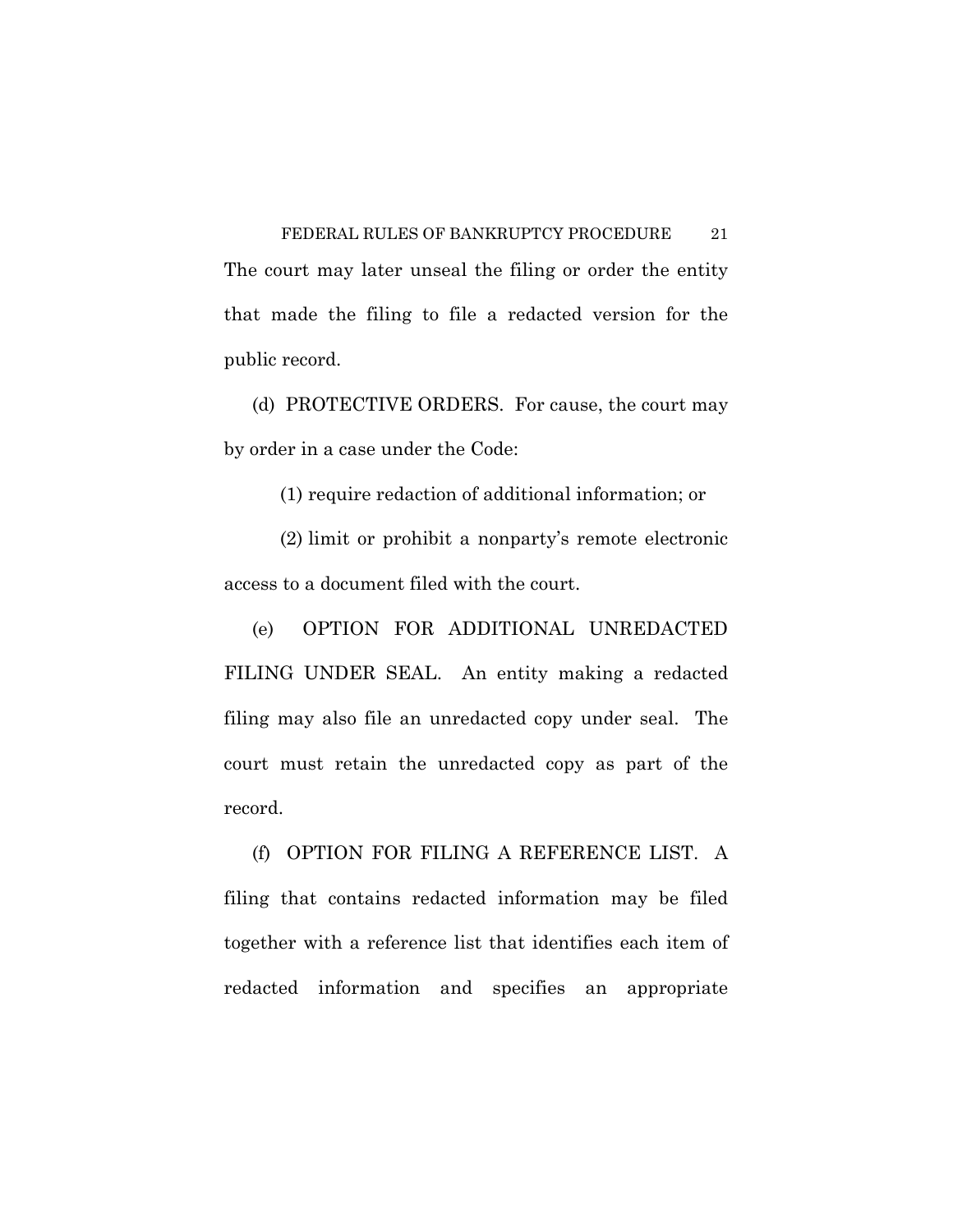The court may later unseal the filing or order the entity that made the filing to file a redacted version for the public record.

(d) PROTECTIVE ORDERS. For cause, the court may by order in a case under the Code:

(1) require redaction of additional information; or

(2) limit or prohibit a nonparty's remote electronic access to a document filed with the court.

(e) OPTION FOR ADDITIONAL UNREDACTED FILING UNDER SEAL. An entity making a redacted filing may also file an unredacted copy under seal. The court must retain the unredacted copy as part of the record.

(f) OPTION FOR FILING A REFERENCE LIST. A filing that contains redacted information may be filed together with a reference list that identifies each item of redacted information and specifies an appropriate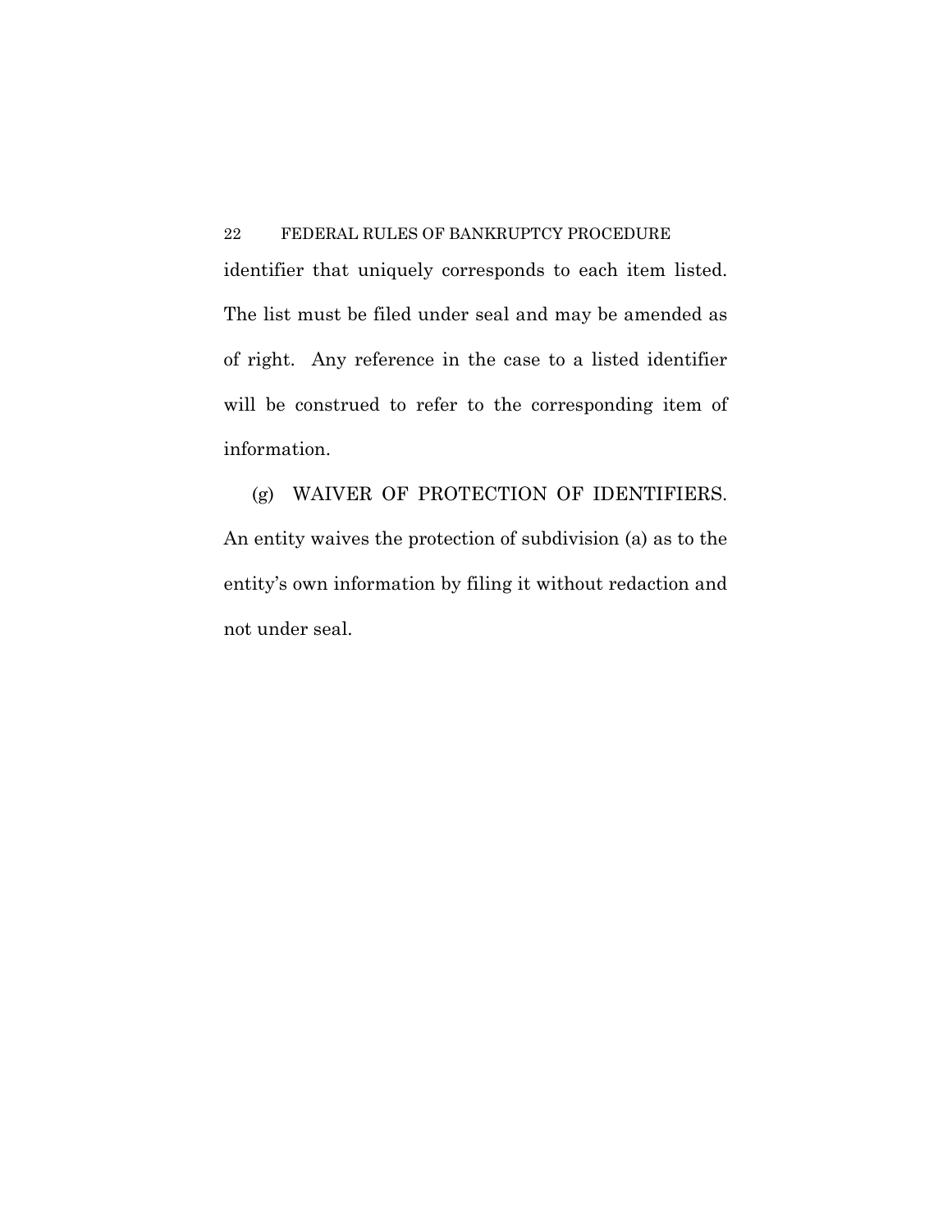identifier that uniquely corresponds to each item listed. The list must be filed under seal and may be amended as of right. Any reference in the case to a listed identifier will be construed to refer to the corresponding item of information.

(g) WAIVER OF PROTECTION OF IDENTIFIERS. An entity waives the protection of subdivision (a) as to the entity's own information by filing it without redaction and not under seal.